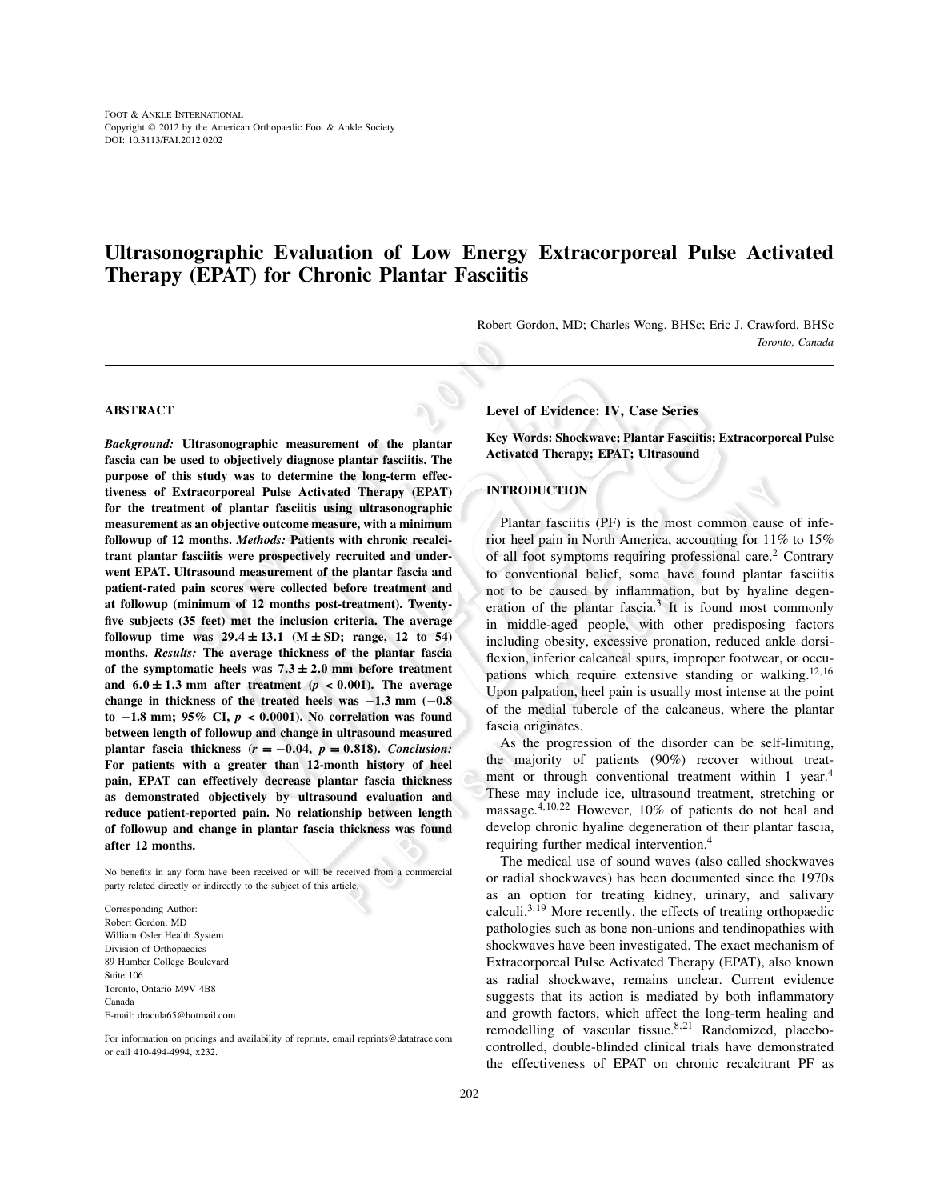Foot & Ankle International
Copyright © 2012 by the American Orthopaedic Foot & Ankle Society
DOI: 10.3113/FAI.2012.0202

# Ultrasonographic Evaluation of Low Energy Extracorporeal Pulse Activated Therapy (EPAT) for Chronic Plantar Fasciitis

Robert Gordon, MD; Charles Wong, BHSc; Eric J. Crawford, BHSc
*Toronto, Canada*

## ABSTRACT

*Background:* **Ultrasonographic measurement of the plantar fascia can be used to objectively diagnose plantar fasciitis. The purpose of this study was to determine the long-term effectiveness of Extracorporeal Pulse Activated Therapy (EPAT) for the treatment of plantar fasciitis using ultrasonographic measurement as an objective outcome measure, with a minimum followup of 12 months.** *Methods:* **Patients with chronic recalcitrant plantar fasciitis were prospectively recruited and underwent EPAT. Ultrasound measurement of the plantar fascia and patient-rated pain scores were collected before treatment and at followup (minimum of 12 months post-treatment). Twenty-five subjects (35 feet) met the inclusion criteria. The average followup time was $29.4 \pm 13.1$ ($M \pm SD$; range, 12 to 54) months.** *Results:* **The average thickness of the plantar fascia of the symptomatic heels was $7.3 \pm 2.0$ mm before treatment and $6.0 \pm 1.3$ mm after treatment ($p < 0.001$). The average change in thickness of the treated heels was $-1.3$ mm ($-0.8$ to $-1.8$ mm; 95% CI, $p < 0.0001$). No correlation was found between length of followup and change in ultrasound measured plantar fascia thickness ($r = -0.04$, $p = 0.818$).** *Conclusion:* **For patients with a greater than 12-month history of heel pain, EPAT can effectively decrease plantar fascia thickness as demonstrated objectively by ultrasound evaluation and reduce patient-reported pain. No relationship between length of followup and change in plantar fascia thickness was found after 12 months.**

No benefits in any form have been received or will be received from a commercial party related directly or indirectly to the subject of this article.

Corresponding Author:
Robert Gordon, MD
William Osler Health System
Division of Orthopaedics
89 Humber College Boulevard
Suite 106
Toronto, Ontario M9V 4B8
Canada
E-mail: dracula65@hotmail.com

For information on pricings and availability of reprints, email reprints@datatrace.com or call 410-494-4994, x232.

**Level of Evidence: IV, Case Series**

**Key Words: Shockwave; Plantar Fasciitis; Extracorporeal Pulse Activated Therapy; EPAT; Ultrasound**

## INTRODUCTION

Plantar fasciitis (PF) is the most common cause of inferior heel pain in North America, accounting for 11% to 15% of all foot symptoms requiring professional care.[2] Contrary to conventional belief, some have found plantar fasciitis not to be caused by inflammation, but by hyaline degeneration of the plantar fascia.[3] It is found most commonly in middle-aged people, with other predisposing factors including obesity, excessive pronation, reduced ankle dorsiflexion, inferior calcaneal spurs, improper footwear, or occupations which require extensive standing or walking.[12,16] Upon palpation, heel pain is usually most intense at the point of the medial tubercle of the calcaneus, where the plantar fascia originates.

As the progression of the disorder can be self-limiting, the majority of patients (90%) recover without treatment or through conventional treatment within 1 year.[4] These may include ice, ultrasound treatment, stretching or massage.[4,10,22] However, 10% of patients do not heal and develop chronic hyaline degeneration of their plantar fascia, requiring further medical intervention.[4]

The medical use of sound waves (also called shockwaves or radial shockwaves) has been documented since the 1970s as an option for treating kidney, urinary, and salivary calculi.[3,19] More recently, the effects of treating orthopaedic pathologies such as bone non-unions and tendinopathies with shockwaves have been investigated. The exact mechanism of Extracorporeal Pulse Activated Therapy (EPAT), also known as radial shockwave, remains unclear. Current evidence suggests that its action is mediated by both inflammatory and growth factors, which affect the long-term healing and remodelling of vascular tissue.[8,21] Randomized, placebo-controlled, double-blinded clinical trials have demonstrated the effectiveness of EPAT on chronic recalcitrant PF as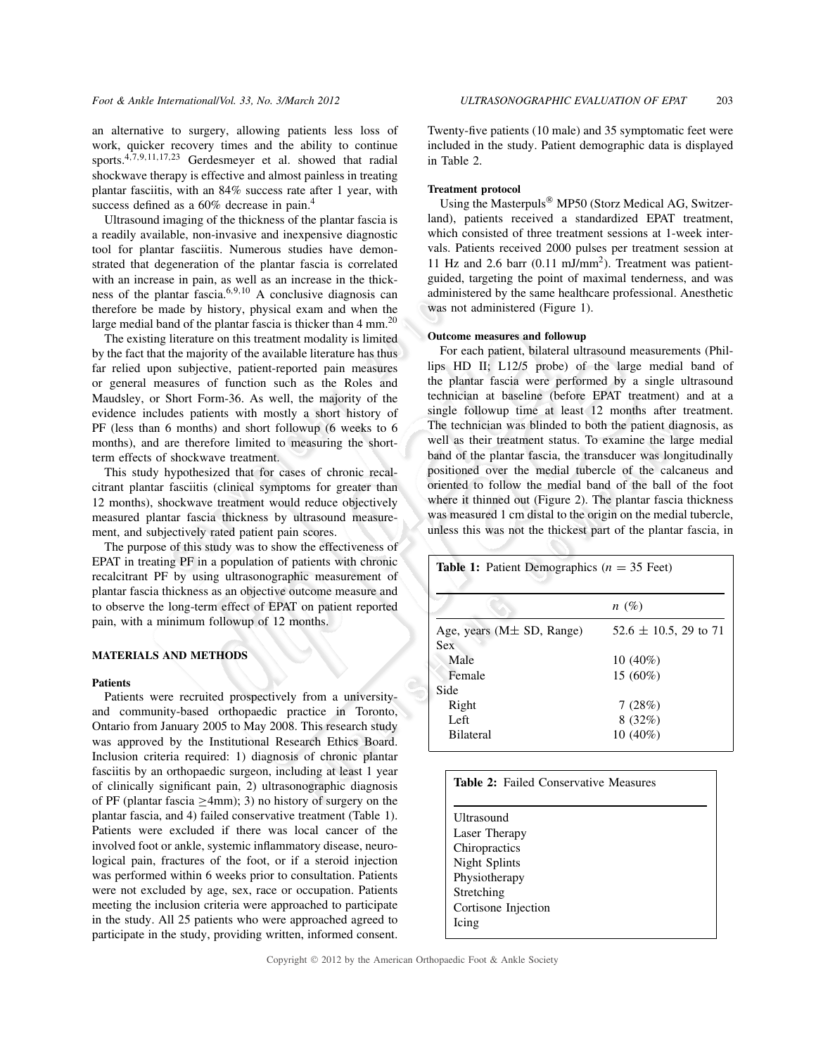an alternative to surgery, allowing patients less loss of work, quicker recovery times and the ability to continue sports.[4,7,9,11,17,23] Gerdesmeyer et al. showed that radial shockwave therapy is effective and almost painless in treating plantar fasciitis, with an 84% success rate after 1 year, with success defined as a 60% decrease in pain.[4]

Ultrasound imaging of the thickness of the plantar fascia is a readily available, non-invasive and inexpensive diagnostic tool for plantar fasciitis. Numerous studies have demonstrated that degeneration of the plantar fascia is correlated with an increase in pain, as well as an increase in the thickness of the plantar fascia.[6,9,10] A conclusive diagnosis can therefore be made by history, physical exam and when the large medial band of the plantar fascia is thicker than 4 mm.[20]

The existing literature on this treatment modality is limited by the fact that the majority of the available literature has thus far relied upon subjective, patient-reported pain measures or general measures of function such as the Roles and Maudsley, or Short Form-36. As well, the majority of the evidence includes patients with mostly a short history of PF (less than 6 months) and short followup (6 weeks to 6 months), and are therefore limited to measuring the short-term effects of shockwave treatment.

This study hypothesized that for cases of chronic recalcitrant plantar fasciitis (clinical symptoms for greater than 12 months), shockwave treatment would reduce objectively measured plantar fascia thickness by ultrasound measurement, and subjectively rated patient pain scores.

The purpose of this study was to show the effectiveness of EPAT in treating PF in a population of patients with chronic recalcitrant PF by using ultrasonographic measurement of plantar fascia thickness as an objective outcome measure and to observe the long-term effect of EPAT on patient reported pain, with a minimum followup of 12 months.

## MATERIALS AND METHODS

### Patients

Patients were recruited prospectively from a university- and community-based orthopaedic practice in Toronto, Ontario from January 2005 to May 2008. This research study was approved by the Institutional Research Ethics Board. Inclusion criteria required: 1) diagnosis of chronic plantar fasciitis by an orthopaedic surgeon, including at least 1 year of clinically significant pain, 2) ultrasonographic diagnosis of PF (plantar fascia ≥4mm); 3) no history of surgery on the plantar fascia, and 4) failed conservative treatment (Table 1). Patients were excluded if there was local cancer of the involved foot or ankle, systemic inflammatory disease, neurological pain, fractures of the foot, or if a steroid injection was performed within 6 weeks prior to consultation. Patients were not excluded by age, sex, race or occupation. Patients meeting the inclusion criteria were approached to participate in the study. All 25 patients who were approached agreed to participate in the study, providing written, informed consent. Twenty-five patients (10 male) and 35 symptomatic feet were included in the study. Patient demographic data is displayed in Table 2.

### Treatment protocol

Using the Masterpuls® MP50 (Storz Medical AG, Switzerland), patients received a standardized EPAT treatment, which consisted of three treatment sessions at 1-week intervals. Patients received 2000 pulses per treatment session at 11 Hz and 2.6 barr (0.11 mJ/mm$^2$). Treatment was patient-guided, targeting the point of maximal tenderness, and was administered by the same healthcare professional. Anesthetic was not administered (Figure 1).

### Outcome measures and followup

For each patient, bilateral ultrasound measurements (Phillips HD II; L12/5 probe) of the large medial band of the plantar fascia were performed by a single ultrasound technician at baseline (before EPAT treatment) and at a single followup time at least 12 months after treatment. The technician was blinded to both the patient diagnosis, as well as their treatment status. To examine the large medial band of the plantar fascia, the transducer was longitudinally positioned over the medial tubercle of the calcaneus and oriented to follow the medial band of the ball of the foot where it thinned out (Figure 2). The plantar fascia thickness was measured 1 cm distal to the origin on the medial tubercle, unless this was not the thickest part of the plantar fascia, in

**Table 1:** Patient Demographics ($n = 35$ Feet)

| | $n$ (%) |
|---|---|
| Age, years (M± SD, Range) | 52.6 ± 10.5, 29 to 71 |
| Sex | |
| Male | 10 (40%) |
| Female | 15 (60%) |
| Side | |
| Right | 7 (28%) |
| Left | 8 (32%) |
| Bilateral | 10 (40%) |

**Table 2:** Failed Conservative Measures

| |
|---|
| Ultrasound |
| Laser Therapy |
| Chiropractics |
| Night Splints |
| Physiotherapy |
| Stretching |
| Cortisone Injection |
| Icing |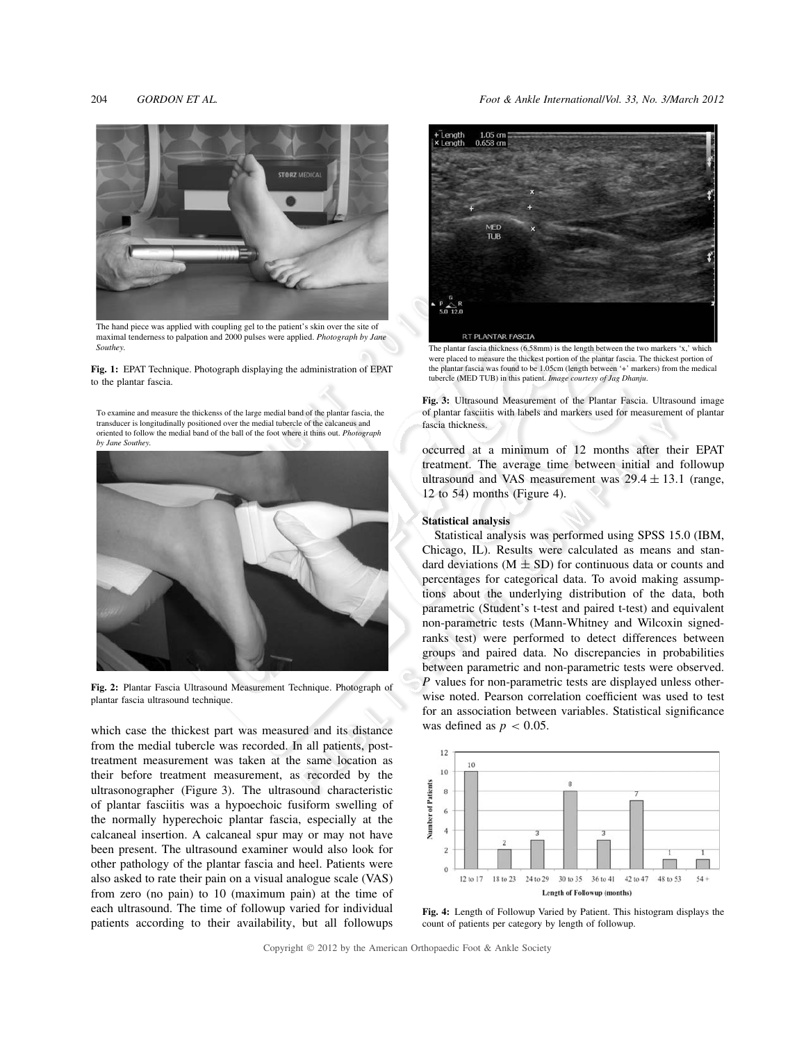The hand piece was applied with coupling gel to the patient's skin over the site of maximal tenderness to palpation and 2000 pulses were applied. *Photograph by Jane Southey.*

**Fig. 1:** EPAT Technique. Photograph displaying the administration of EPAT to the plantar fascia.

To examine and measure the thickenss of the large medial band of the plantar fascia, the transducer is longitudinally positioned over the medial tubercle of the calcaneus and oriented to follow the medial band of the ball of the foot where it thins out. *Photograph by Jane Southey.*

**Fig. 2:** Plantar Fascia Ultrasound Measurement Technique. Photograph of plantar fascia ultrasound technique.

which case the thickest part was measured and its distance from the medial tubercle was recorded. In all patients, post-treatment measurement was taken at the same location as their before treatment measurement, as recorded by the ultrasonographer (Figure 3). The ultrasound characteristic of plantar fasciitis was a hypoechoic fusiform swelling of the normally hyperechoic plantar fascia, especially at the calcaneal insertion. A calcaneal spur may or may not have been present. The ultrasound examiner would also look for other pathology of the plantar fascia and heel. Patients were also asked to rate their pain on a visual analogue scale (VAS) from zero (no pain) to 10 (maximum pain) at the time of each ultrasound. The time of followup varied for individual patients according to their availability, but all followups occurred at a minimum of 12 months after their EPAT treatment. The average time between initial and followup ultrasound and VAS measurement was $29.4 \pm 13.1$ (range, 12 to 54) months (Figure 4).

The plantar fascia thickness (6.58mm) is the length between the two markers 'x,' which were placed to measure the thickest portion of the plantar fascia. The thickest portion of the plantar fascia was found to be 1.05cm (length between '+' markers) from the medical tubercle (MED TUB) in this patient. *Image courtesy of Jag Dhanju.*

**Fig. 3:** Ultrasound Measurement of the Plantar Fascia. Ultrasound image of plantar fasciitis with labels and markers used for measurement of plantar fascia thickness.

**Statistical analysis**

Statistical analysis was performed using SPSS 15.0 (IBM, Chicago, IL). Results were calculated as means and standard deviations ($M \pm SD$) for continuous data or counts and percentages for categorical data. To avoid making assumptions about the underlying distribution of the data, both parametric (Student's t-test and paired t-test) and equivalent non-parametric tests (Mann-Whitney and Wilcoxin signed-ranks test) were performed to detect differences between groups and paired data. No discrepancies in probabilities between parametric and non-parametric tests were observed. *P* values for non-parametric tests are displayed unless otherwise noted. Pearson correlation coefficient was used to test for an association between variables. Statistical significance was defined as $p < 0.05$.

**Fig. 4:** Length of Followup Varied by Patient. This histogram displays the count of patients per category by length of followup.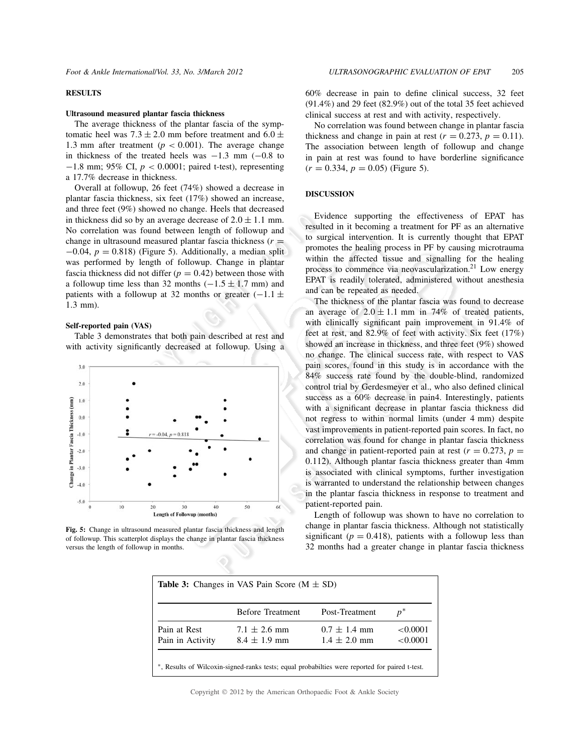## RESULTS

### Ultrasound measured plantar fascia thickness

The average thickness of the plantar fascia of the symptomatic heel was $7.3 \pm 2.0$ mm before treatment and $6.0 \pm 1.3$ mm after treatment ($p < 0.001$). The average change in thickness of the treated heels was $-1.3$ mm ($-0.8$ to $-1.8$ mm; 95% CI, $p < 0.0001$; paired t-test), representing a 17.7% decrease in thickness.

Overall at followup, 26 feet (74%) showed a decrease in plantar fascia thickness, six feet (17%) showed an increase, and three feet (9%) showed no change. Heels that decreased in thickness did so by an average decrease of $2.0 \pm 1.1$ mm. No correlation was found between length of followup and change in ultrasound measured plantar fascia thickness ($r = -0.04$, $p = 0.818$) (Figure 5). Additionally, a median split was performed by length of followup. Change in plantar fascia thickness did not differ ($p = 0.42$) between those with a followup time less than 32 months ($-1.5 \pm 1.7$ mm) and patients with a followup at 32 months or greater ($-1.1 \pm 1.3$ mm).

### Self-reported pain (VAS)

Table 3 demonstrates that both pain described at rest and with activity significantly decreased at followup. Using a 60% decrease in pain to define clinical success, 32 feet (91.4%) and 29 feet (82.9%) out of the total 35 feet achieved clinical success at rest and with activity, respectively.

No correlation was found between change in plantar fascia thickness and change in pain at rest ($r = 0.273$, $p = 0.11$). The association between length of followup and change in pain at rest was found to have borderline significance ($r = 0.334$, $p = 0.05$) (Figure 5).

**Fig. 5:** Change in ultrasound measured plantar fascia thickness and length of followup. This scatterplot displays the change in plantar fascia thickness versus the length of followup in months.

## DISCUSSION

Evidence supporting the effectiveness of EPAT has resulted in it becoming a treatment for PF as an alternative to surgical intervention. It is currently thought that EPAT promotes the healing process in PF by causing microtrauma within the affected tissue and signalling for the healing process to commence via neovascularization.[21] Low energy EPAT is readily tolerated, administered without anesthesia and can be repeated as needed.

The thickness of the plantar fascia was found to decrease an average of $2.0 \pm 1.1$ mm in 74% of treated patients, with clinically significant pain improvement in 91.4% of feet at rest, and 82.9% of feet with activity. Six feet (17%) showed an increase in thickness, and three feet (9%) showed no change. The clinical success rate, with respect to VAS pain scores, found in this study is in accordance with the 84% success rate found by the double-blind, randomized control trial by Gerdesmeyer et al., who also defined clinical success as a 60% decrease in pain4. Interestingly, patients with a significant decrease in plantar fascia thickness did not regress to within normal limits (under 4 mm) despite vast improvements in patient-reported pain scores. In fact, no correlation was found for change in plantar fascia thickness and change in patient-reported pain at rest ($r = 0.273$, $p = 0.112$). Although plantar fascia thickness greater than 4mm is associated with clinical symptoms, further investigation is warranted to understand the relationship between changes in the plantar fascia thickness in response to treatment and patient-reported pain.

Length of followup was shown to have no correlation to change in plantar fascia thickness. Although not statistically significant ($p = 0.418$), patients with a followup less than 32 months had a greater change in plantar fascia thickness

**Table 3:** Changes in VAS Pain Score (M ± SD)

| | Before Treatment | Post-Treatment | $p^*$ |
|---|---|---|---|
| Pain at Rest | $7.1 \pm 2.6$ mm | $0.7 \pm 1.4$ mm | <0.0001 |
| Pain in Activity | $8.4 \pm 1.9$ mm | $1.4 \pm 2.0$ mm | <0.0001 |

*, Results of Wilcoxin-signed-ranks tests; equal probabilties were reported for paired t-test.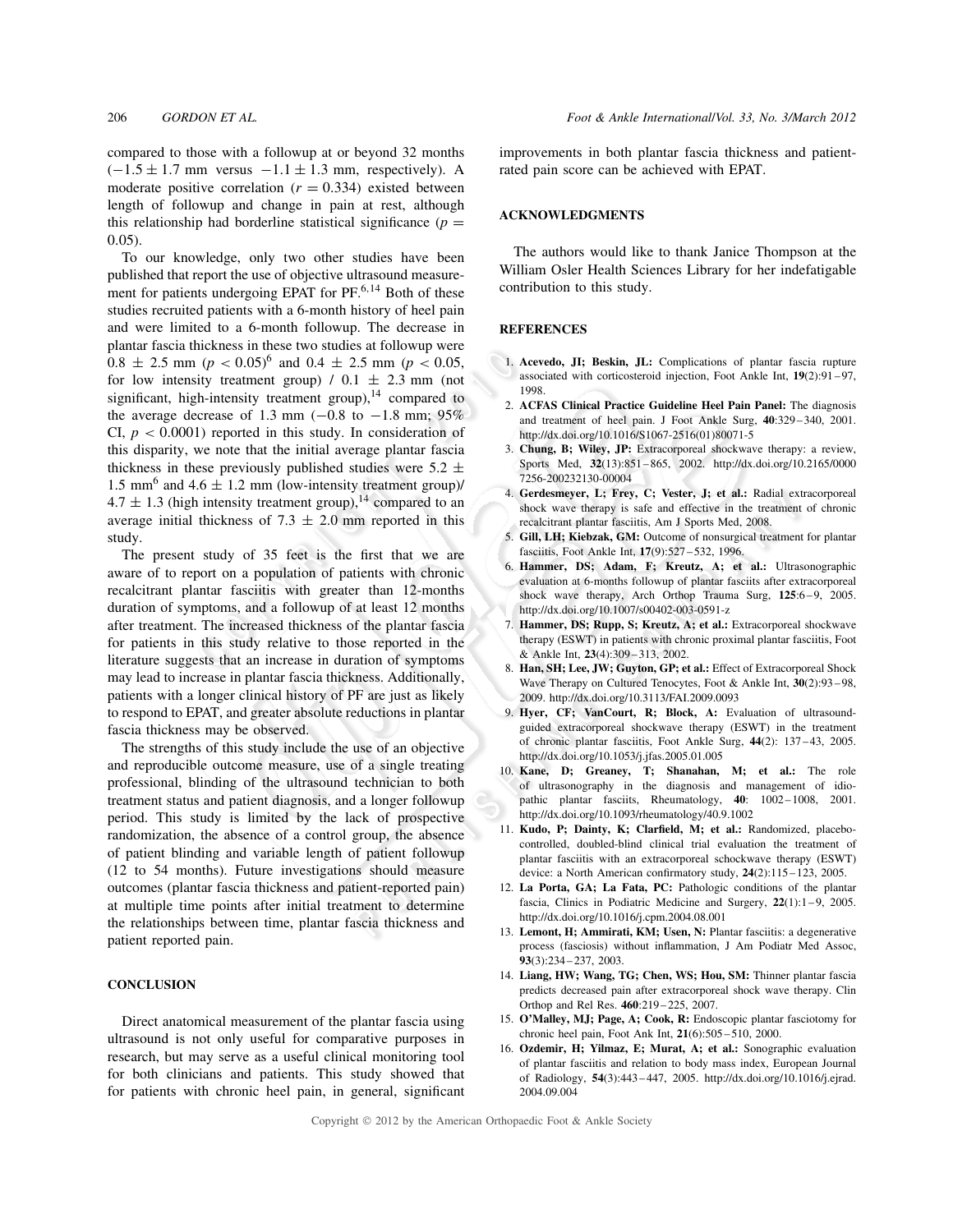compared to those with a followup at or beyond 32 months ($-1.5 \pm 1.7$ mm versus $-1.1 \pm 1.3$ mm, respectively). A moderate positive correlation ($r = 0.334$) existed between length of followup and change in pain at rest, although this relationship had borderline statistical significance ($p = 0.05$).

To our knowledge, only two other studies have been published that report the use of objective ultrasound measurement for patients undergoing EPAT for PF.[6,14] Both of these studies recruited patients with a 6-month history of heel pain and were limited to a 6-month followup. The decrease in plantar fascia thickness in these two studies at followup were $0.8 \pm 2.5$ mm ($p < 0.05$)[6] and $0.4 \pm 2.5$ mm ($p < 0.05$, for low intensity treatment group) / $0.1 \pm 2.3$ mm (not significant, high-intensity treatment group),[14] compared to the average decrease of 1.3 mm ($-0.8$ to $-1.8$ mm; 95% CI, $p < 0.0001$) reported in this study. In consideration of this disparity, we note that the initial average plantar fascia thickness in these previously published studies were $5.2 \pm 1.5$ mm[6] and $4.6 \pm 1.2$ mm (low-intensity treatment group)/ $4.7 \pm 1.3$ (high intensity treatment group),[14] compared to an average initial thickness of $7.3 \pm 2.0$ mm reported in this study.

The present study of 35 feet is the first that we are aware of to report on a population of patients with chronic recalcitrant plantar fasciitis with greater than 12-months duration of symptoms, and a followup of at least 12 months after treatment. The increased thickness of the plantar fascia for patients in this study relative to those reported in the literature suggests that an increase in duration of symptoms may lead to increase in plantar fascia thickness. Additionally, patients with a longer clinical history of PF are just as likely to respond to EPAT, and greater absolute reductions in plantar fascia thickness may be observed.

The strengths of this study include the use of an objective and reproducible outcome measure, use of a single treating professional, blinding of the ultrasound technician to both treatment status and patient diagnosis, and a longer followup period. This study is limited by the lack of prospective randomization, the absence of a control group, the absence of patient blinding and variable length of patient followup (12 to 54 months). Future investigations should measure outcomes (plantar fascia thickness and patient-reported pain) at multiple time points after initial treatment to determine the relationships between time, plantar fascia thickness and patient reported pain.

## CONCLUSION

Direct anatomical measurement of the plantar fascia using ultrasound is not only useful for comparative purposes in research, but may serve as a useful clinical monitoring tool for both clinicians and patients. This study showed that for patients with chronic heel pain, in general, significant improvements in both plantar fascia thickness and patient-rated pain score can be achieved with EPAT.

## ACKNOWLEDGMENTS

The authors would like to thank Janice Thompson at the William Osler Health Sciences Library for her indefatigable contribution to this study.

## REFERENCES

1. **Acevedo, JI; Beskin, JL:** Complications of plantar fascia rupture associated with corticosteroid injection, Foot Ankle Int, **19**(2):91–97, 1998.
2. **ACFAS Clinical Practice Guideline Heel Pain Panel:** The diagnosis and treatment of heel pain. J Foot Ankle Surg, **40**:329–340, 2001. http://dx.doi.org/10.1016/S1067-2516(01)80071-5
3. **Chung, B; Wiley, JP:** Extracorporeal shockwave therapy: a review, Sports Med, **32**(13):851–865, 2002. http://dx.doi.org/10.2165/00007256-200232130-00004
4. **Gerdesmeyer, L; Frey, C; Vester, J; et al.:** Radial extracorporeal shock wave therapy is safe and effective in the treatment of chronic recalcitrant plantar fasciitis, Am J Sports Med, 2008.
5. **Gill, LH; Kiebzak, GM:** Outcome of nonsurgical treatment for plantar fasciitis, Foot Ankle Int, **17**(9):527–532, 1996.
6. **Hammer, DS; Adam, F; Kreutz, A; et al.:** Ultrasonographic evaluation at 6-months followup of plantar fasciits after extracorporeal shock wave therapy, Arch Orthop Trauma Surg, **125**:6–9, 2005. http://dx.doi.org/10.1007/s00402-003-0591-z
7. **Hammer, DS; Rupp, S; Kreutz, A; et al.:** Extracorporeal shockwave therapy (ESWT) in patients with chronic proximal plantar fasciitis, Foot & Ankle Int, **23**(4):309–313, 2002.
8. **Han, SH; Lee, JW; Guyton, GP; et al.:** Effect of Extracorporeal Shock Wave Therapy on Cultured Tenocytes, Foot & Ankle Int, **30**(2):93–98, 2009. http://dx.doi.org/10.3113/FAI.2009.0093
9. **Hyer, CF; VanCourt, R; Block, A:** Evaluation of ultrasound-guided extracorporeal shockwave therapy (ESWT) in the treatment of chronic plantar fasciitis, Foot Ankle Surg, **44**(2): 137–43, 2005. http://dx.doi.org/10.1053/j.jfas.2005.01.005
10. **Kane, D; Greaney, T; Shanahan, M; et al.:** The role of ultrasonography in the diagnosis and management of idiopathic plantar fasciits, Rheumatology, **40**: 1002–1008, 2001. http://dx.doi.org/10.1093/rheumatology/40.9.1002
11. **Kudo, P; Dainty, K; Clarfield, M; et al.:** Randomized, placebo-controlled, doubled-blind clinical trial evaluation the treatment of plantar fasciitis with an extracorporeal schockwave therapy (ESWT) device: a North American confirmatory study, **24**(2):115–123, 2005.
12. **La Porta, GA; La Fata, PC:** Pathologic conditions of the plantar fascia, Clinics in Podiatric Medicine and Surgery, **22**(1):1–9, 2005. http://dx.doi.org/10.1016/j.cpm.2004.08.001
13. **Lemont, H; Ammirati, KM; Usen, N:** Plantar fasciitis: a degenerative process (fasciosis) without inflammation, J Am Podiatr Med Assoc, **93**(3):234–237, 2003.
14. **Liang, HW; Wang, TG; Chen, WS; Hou, SM:** Thinner plantar fascia predicts decreased pain after extracorporeal shock wave therapy. Clin Orthop and Rel Res. **460**:219–225, 2007.
15. **O'Malley, MJ; Page, A; Cook, R:** Endoscopic plantar fasciotomy for chronic heel pain, Foot Ank Int, **21**(6):505–510, 2000.
16. **Ozdemir, H; Yilmaz, E; Murat, A; et al.:** Sonographic evaluation of plantar fasciitis and relation to body mass index, European Journal of Radiology, **54**(3):443–447, 2005. http://dx.doi.org/10.1016/j.ejrad.2004.09.004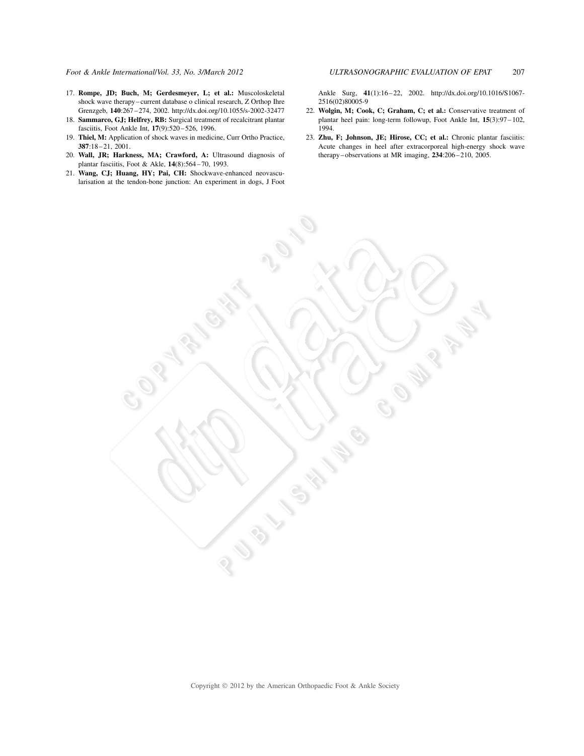17. **Rompe, JD; Buch, M; Gerdesmeyer, L; et al.:** Muscoloskeletal shock wave therapy – current database o clinical research, Z Orthop Ihre Grenzgeb, **140**:267 – 274, 2002. http://dx.doi.org/10.1055/s-2002-32477
18. **Sammarco, GJ; Helfrey, RB:** Surgical treatment of recalcitrant plantar fasciitis, Foot Ankle Int, **17**(9):520 – 526, 1996.
19. **Thiel, M:** Application of shock waves in medicine, Curr Ortho Practice, **387**:18 – 21, 2001.
20. **Wall, JR; Harkness, MA; Crawford, A:** Ultrasound diagnosis of plantar fasciitis, Foot & Akle, **14**(8):564 – 70, 1993.
21. **Wang, CJ; Huang, HY; Pai, CH:** Shockwave-enhanced neovascularisation at the tendon-bone junction: An experiment in dogs, J Foot Ankle Surg, **41**(1):16 – 22, 2002. http://dx.doi.org/10.1016/S1067-2516(02)80005-9
22. **Wolgin, M; Cook, C; Graham, C; et al.:** Conservative treatment of plantar heel pain: long-term followup, Foot Ankle Int, **15**(3):97 – 102, 1994.
23. **Zhu, F; Johnson, JE; Hirose, CC; et al.:** Chronic plantar fasciitis: Acute changes in heel after extracorporeal high-energy shock wave therapy – observations at MR imaging, **234**:206 – 210, 2005.